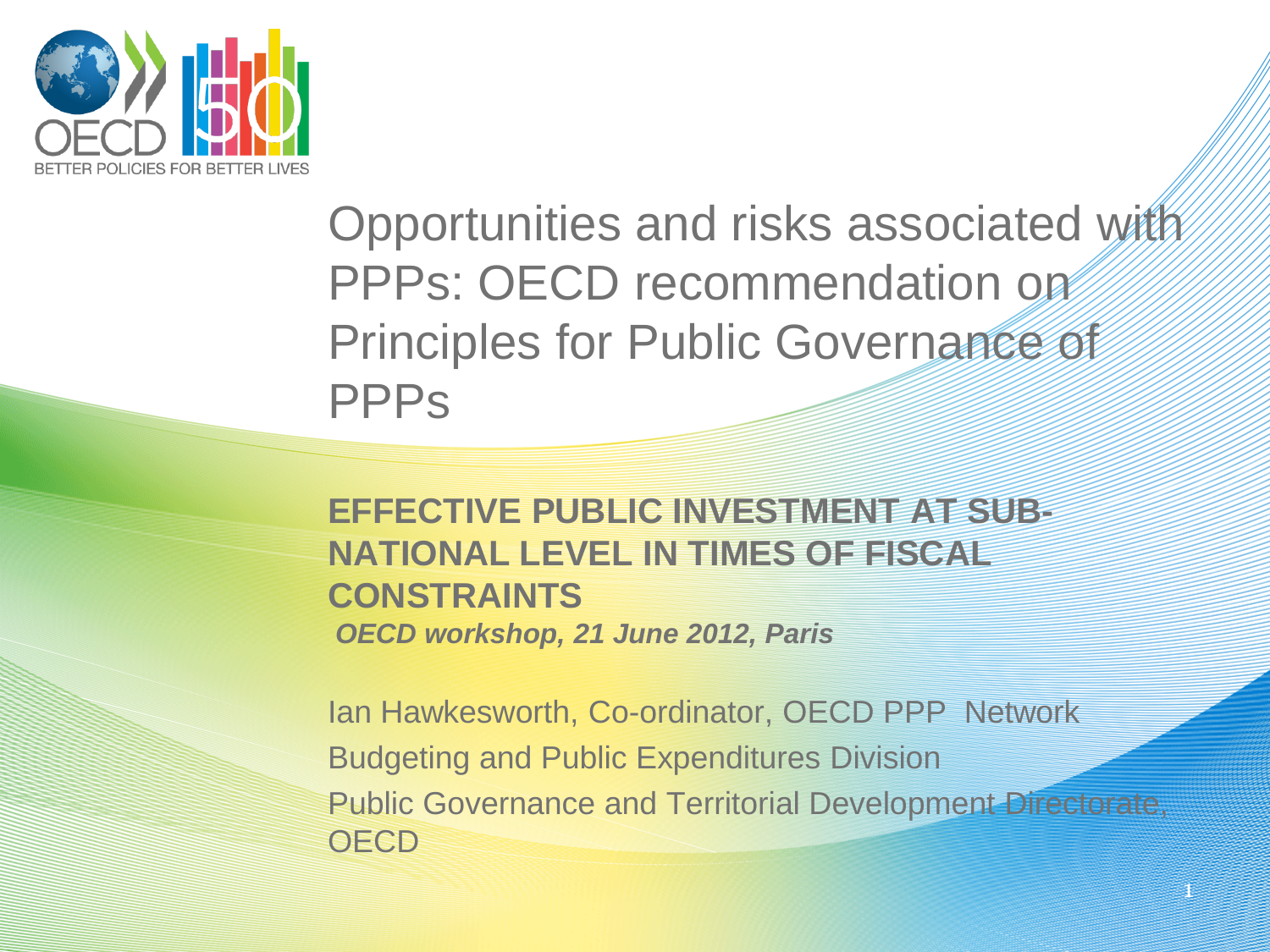# Opportunities and risks associated with PPPs: OECD recommendation on Principles for Public Governance of PPPs

**EFFECTIVE PUBLIC INVESTMENT AT SUB-NATIONAL LEVEL IN TIMES OF FISCAL CONSTRAINTS**

***OECD workshop, 21 June 2012, Paris***

Ian Hawkesworth, Co-ordinator, OECD PPP Network

Budgeting and Public Expenditures Division

Public Governance and Territorial Development Directorate, OECD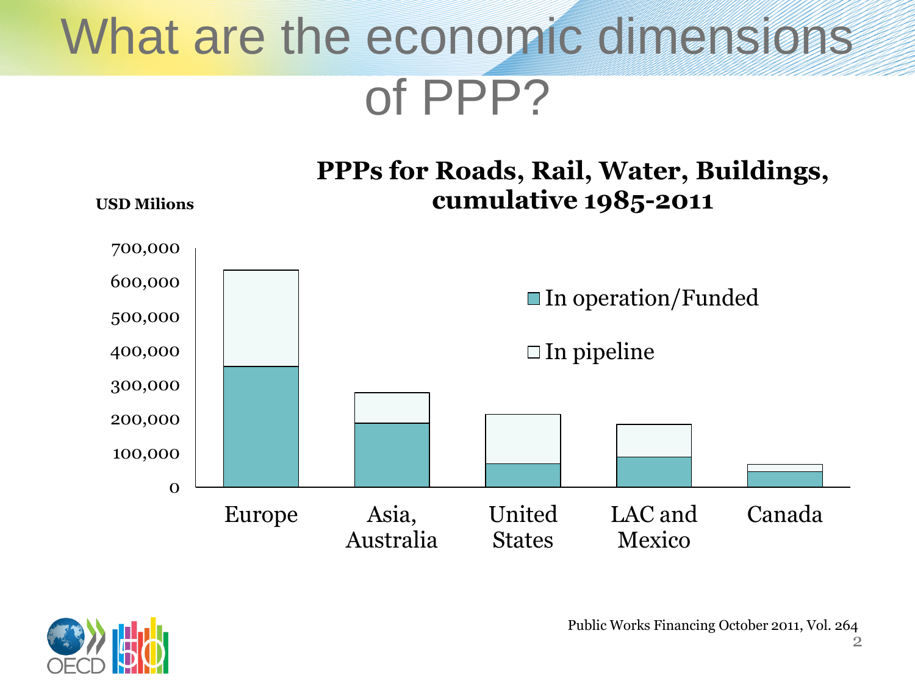# What are the economic dimensions of PPP?

**PPPs for Roads, Rail, Water, Buildings, cumulative 1985-2011**

**USD Milions**

700,000
600,000
500,000
400,000
300,000
200,000
100,000
0

In operation/Funded

In pipeline

Europe | Asia, Australia | United States | LAC and Mexico | Canada

Public Works Financing October 2011, Vol. 264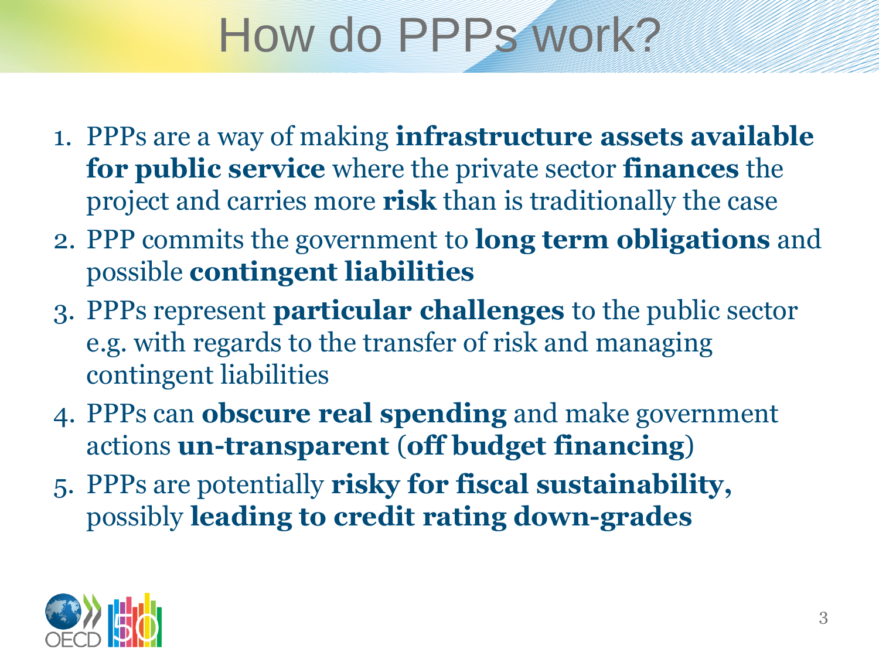# How do PPPs work?

1. PPPs are a way of making **infrastructure assets available for public service** where the private sector **finances** the project and carries more **risk** than is traditionally the case
2. PPP commits the government to **long term obligations** and possible **contingent liabilities**
3. PPPs represent **particular challenges** to the public sector e.g. with regards to the transfer of risk and managing contingent liabilities
4. PPPs can **obscure real spending** and make government actions **un-transparent** (**off budget financing**)
5. PPPs are potentially **risky for fiscal sustainability,** possibly **leading to credit rating down-grades**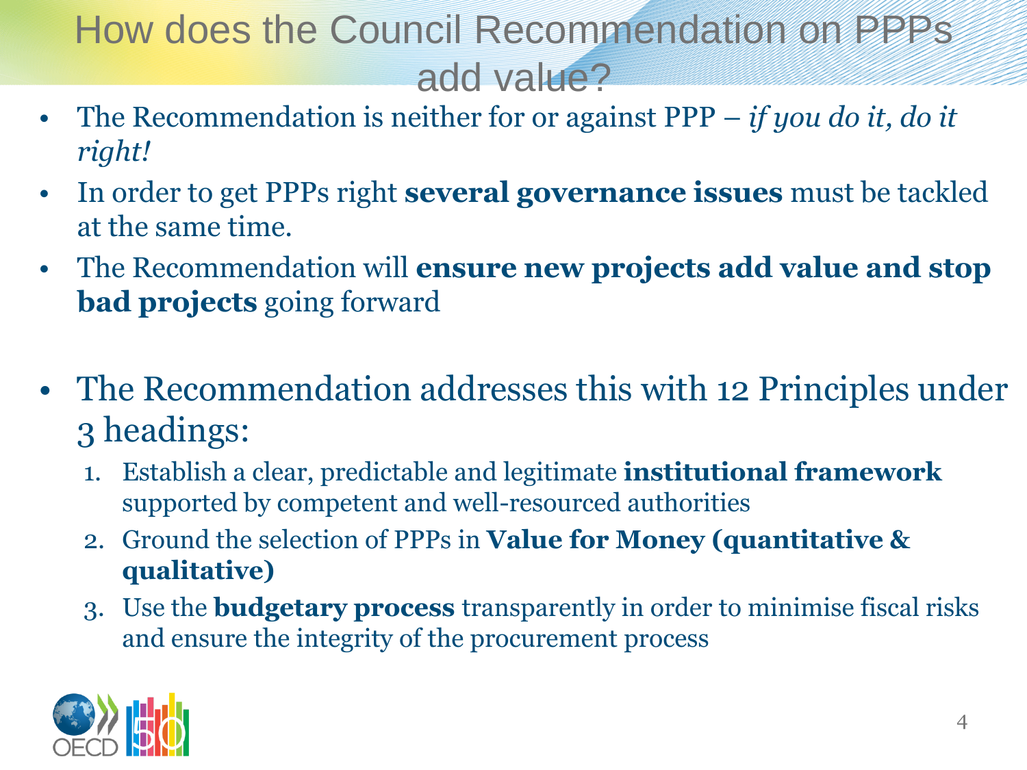# How does the Council Recommendation on PPPs add value?

- The Recommendation is neither for or against PPP – *if you do it, do it right!*
- In order to get PPPs right **several governance issues** must be tackled at the same time.
- The Recommendation will **ensure new projects add value and stop bad projects** going forward

- The Recommendation addresses this with 12 Principles under 3 headings:
  1. Establish a clear, predictable and legitimate **institutional framework** supported by competent and well-resourced authorities
  2. Ground the selection of PPPs in **Value for Money (quantitative & qualitative)**
  3. Use the **budgetary process** transparently in order to minimise fiscal risks and ensure the integrity of the procurement process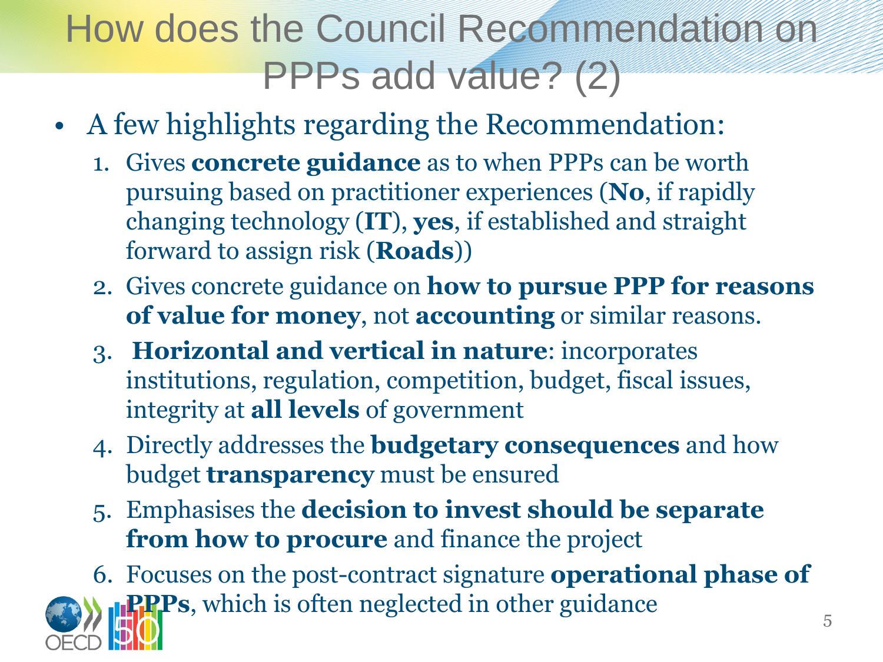# How does the Council Recommendation on PPPs add value? (2)

- A few highlights regarding the Recommendation:
  1. Gives **concrete guidance** as to when PPPs can be worth pursuing based on practitioner experiences (**No**, if rapidly changing technology (**IT**), **yes**, if established and straight forward to assign risk (**Roads**))
  2. Gives concrete guidance on **how to pursue PPP for reasons of value for money**, not **accounting** or similar reasons.
  3. **Horizontal and vertical in nature**: incorporates institutions, regulation, competition, budget, fiscal issues, integrity at **all levels** of government
  4. Directly addresses the **budgetary consequences** and how budget **transparency** must be ensured
  5. Emphasises the **decision to invest should be separate from how to procure** and finance the project
  6. Focuses on the post-contract signature **operational phase of PPPs**, which is often neglected in other guidance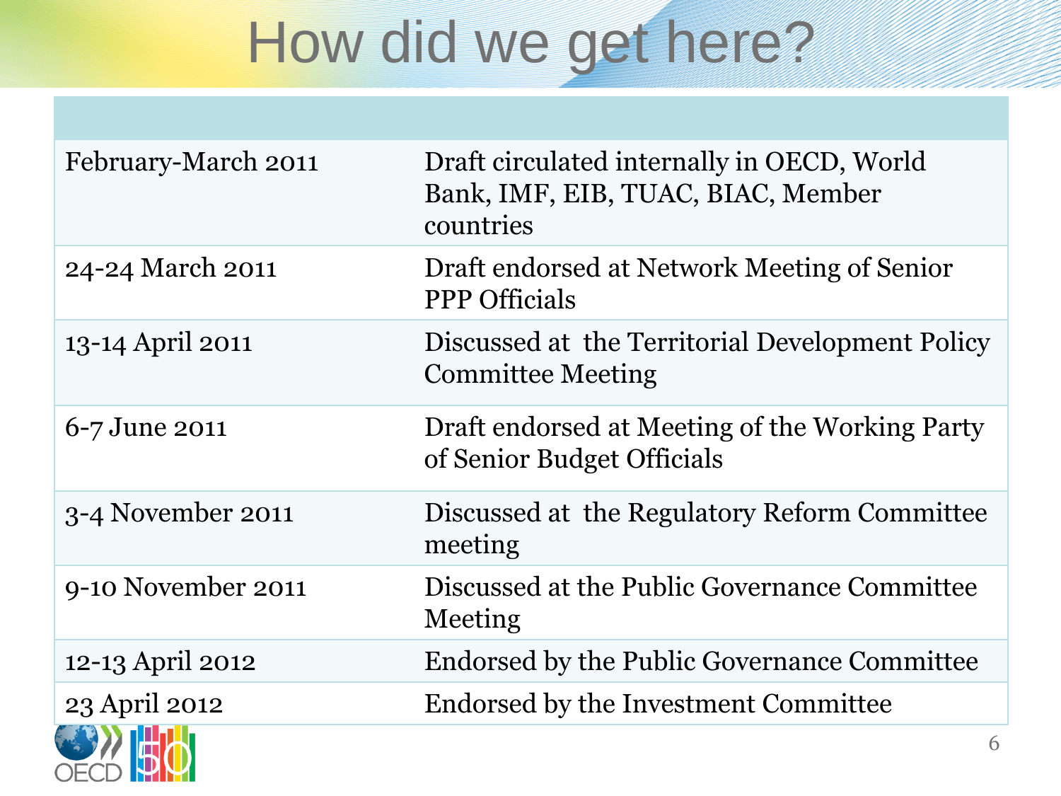# How did we get here?

| | |
|---|---|
| February-March 2011 | Draft circulated internally in OECD, World Bank, IMF, EIB, TUAC, BIAC, Member countries |
| 24-24 March 2011 | Draft endorsed at Network Meeting of Senior PPP Officials |
| 13-14 April 2011 | Discussed at the Territorial Development Policy Committee Meeting |
| 6-7 June 2011 | Draft endorsed at Meeting of the Working Party of Senior Budget Officials |
| 3-4 November 2011 | Discussed at the Regulatory Reform Committee meeting |
| 9-10 November 2011 | Discussed at the Public Governance Committee Meeting |
| 12-13 April 2012 | Endorsed by the Public Governance Committee |
| 23 April 2012 | Endorsed by the Investment Committee |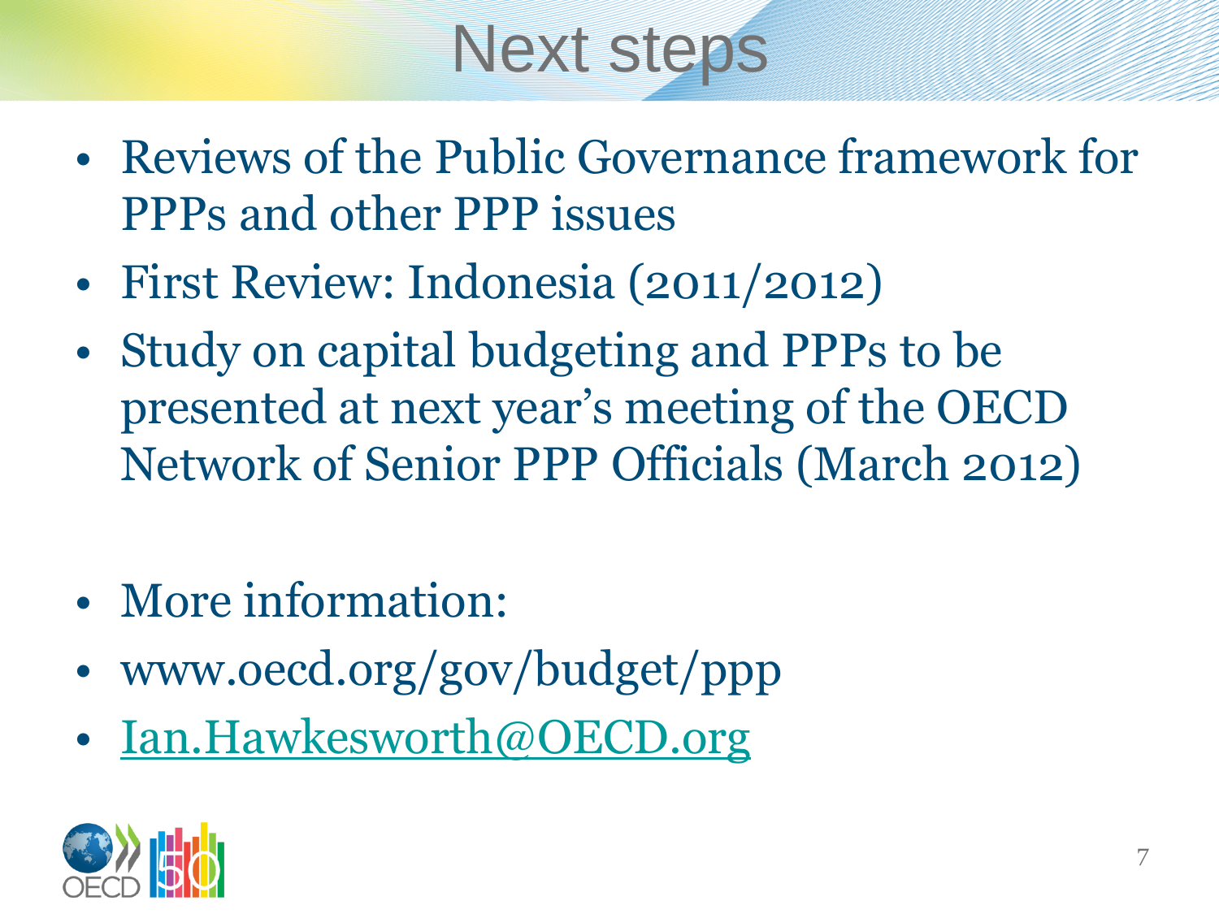# Next steps

- Reviews of the Public Governance framework for PPPs and other PPP issues
- First Review: Indonesia (2011/2012)
- Study on capital budgeting and PPPs to be presented at next year's meeting of the OECD Network of Senior PPP Officials (March 2012)

- More information:
- www.oecd.org/gov/budget/ppp
- Ian.Hawkesworth@OECD.org